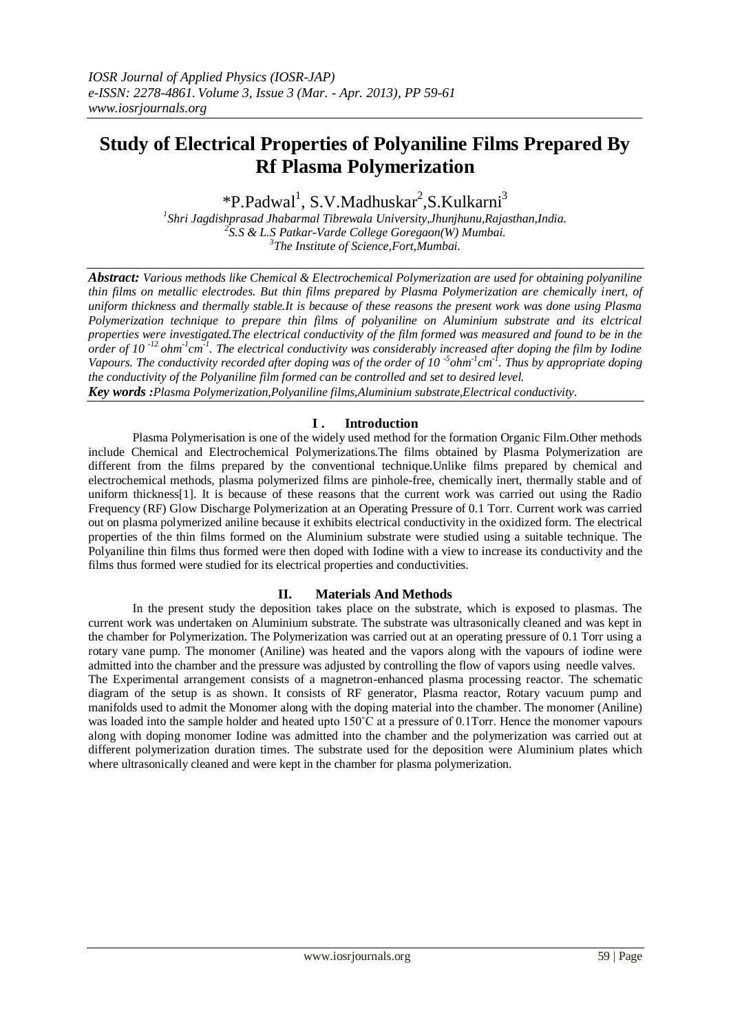# Study of Electrical Properties of Polyaniline Films Prepared By Rf Plasma Polymerization

*P.Padwal[1], S.V.Madhuskar[2],S.Kulkarni[3]

[1]Shri Jagdishprasad Jhabarmal Tibrewala University,Jhunjhunu,Rajasthan,India.
[2]S.S & L.S Patkar-Varde College Goregaon(W) Mumbai.
[3]The Institute of Science,Fort,Mumbai.

***Abstract:** Various methods like Chemical & Electrochemical Polymerization are used for obtaining polyaniline thin films on metallic electrodes. But thin films prepared by Plasma Polymerization are chemically inert, of uniform thickness and thermally stable.It is because of these reasons the present work was done using Plasma Polymerization technique to prepare thin films of polyaniline on Aluminium substrate and its elctrical properties were investigated.The electrical conductivity of the film formed was measured and found to be in the order of $10^{-12}$ $ohm^{-1}cm^{-1}$. The electrical conductivity was considerably increased after doping the film by Iodine Vapours. The conductivity recorded after doping was of the order of $10^{-5}ohm^{-1}cm^{-1}$. Thus by appropriate doping the conductivity of the Polyaniline film formed can be controlled and set to desired level.*

***Key words :**Plasma Polymerization,Polyaniline films,Aluminium substrate,Electrical conductivity.*

## I . Introduction

Plasma Polymerisation is one of the widely used method for the formation Organic Film.Other methods include Chemical and Electrochemical Polymerizations.The films obtained by Plasma Polymerization are different from the films prepared by the conventional technique.Unlike films prepared by chemical and electrochemical methods, plasma polymerized films are pinhole-free, chemically inert, thermally stable and of uniform thickness[1]. It is because of these reasons that the current work was carried out using the Radio Frequency (RF) Glow Discharge Polymerization at an Operating Pressure of 0.1 Torr. Current work was carried out on plasma polymerized aniline because it exhibits electrical conductivity in the oxidized form. The electrical properties of the thin films formed on the Aluminium substrate were studied using a suitable technique. The Polyaniline thin films thus formed were then doped with Iodine with a view to increase its conductivity and the films thus formed were studied for its electrical properties and conductivities.

## II. Materials And Methods

In the present study the deposition takes place on the substrate, which is exposed to plasmas. The current work was undertaken on Aluminium substrate. The substrate was ultrasonically cleaned and was kept in the chamber for Polymerization. The Polymerization was carried out at an operating pressure of 0.1 Torr using a rotary vane pump. The monomer (Aniline) was heated and the vapors along with the vapours of iodine were admitted into the chamber and the pressure was adjusted by controlling the flow of vapors using needle valves.

The Experimental arrangement consists of a magnetron-enhanced plasma processing reactor. The schematic diagram of the setup is as shown. It consists of RF generator, Plasma reactor, Rotary vacuum pump and manifolds used to admit the Monomer along with the doping material into the chamber. The monomer (Aniline) was loaded into the sample holder and heated upto 150˚C at a pressure of 0.1Torr. Hence the monomer vapours along with doping monomer Iodine was admitted into the chamber and the polymerization was carried out at different polymerization duration times. The substrate used for the deposition were Aluminium plates which where ultrasonically cleaned and were kept in the chamber for plasma polymerization.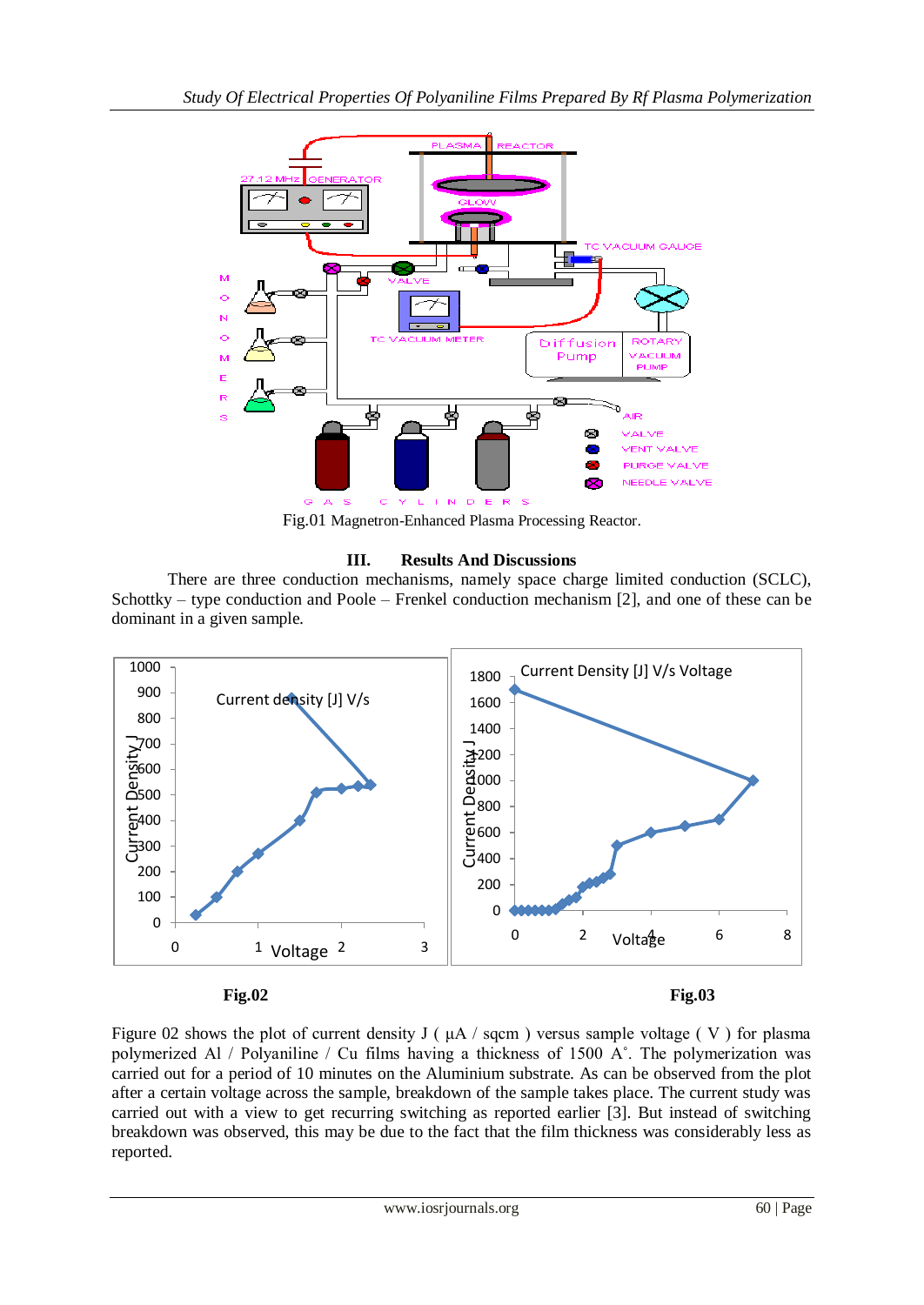Fig.01 Magnetron-Enhanced Plasma Processing Reactor.

## III. Results And Discussions

There are three conduction mechanisms, namely space charge limited conduction (SCLC), Schottky – type conduction and Poole – Frenkel conduction mechanism [2], and one of these can be dominant in a given sample.

**Fig.02**

**Fig.03**

Figure 02 shows the plot of current density J ( μA / sqcm ) versus sample voltage ( V ) for plasma polymerized Al / Polyaniline / Cu films having a thickness of 1500 A˚. The polymerization was carried out for a period of 10 minutes on the Aluminium substrate. As can be observed from the plot after a certain voltage across the sample, breakdown of the sample takes place. The current study was carried out with a view to get recurring switching as reported earlier [3]. But instead of switching breakdown was observed, this may be due to the fact that the film thickness was considerably less as reported.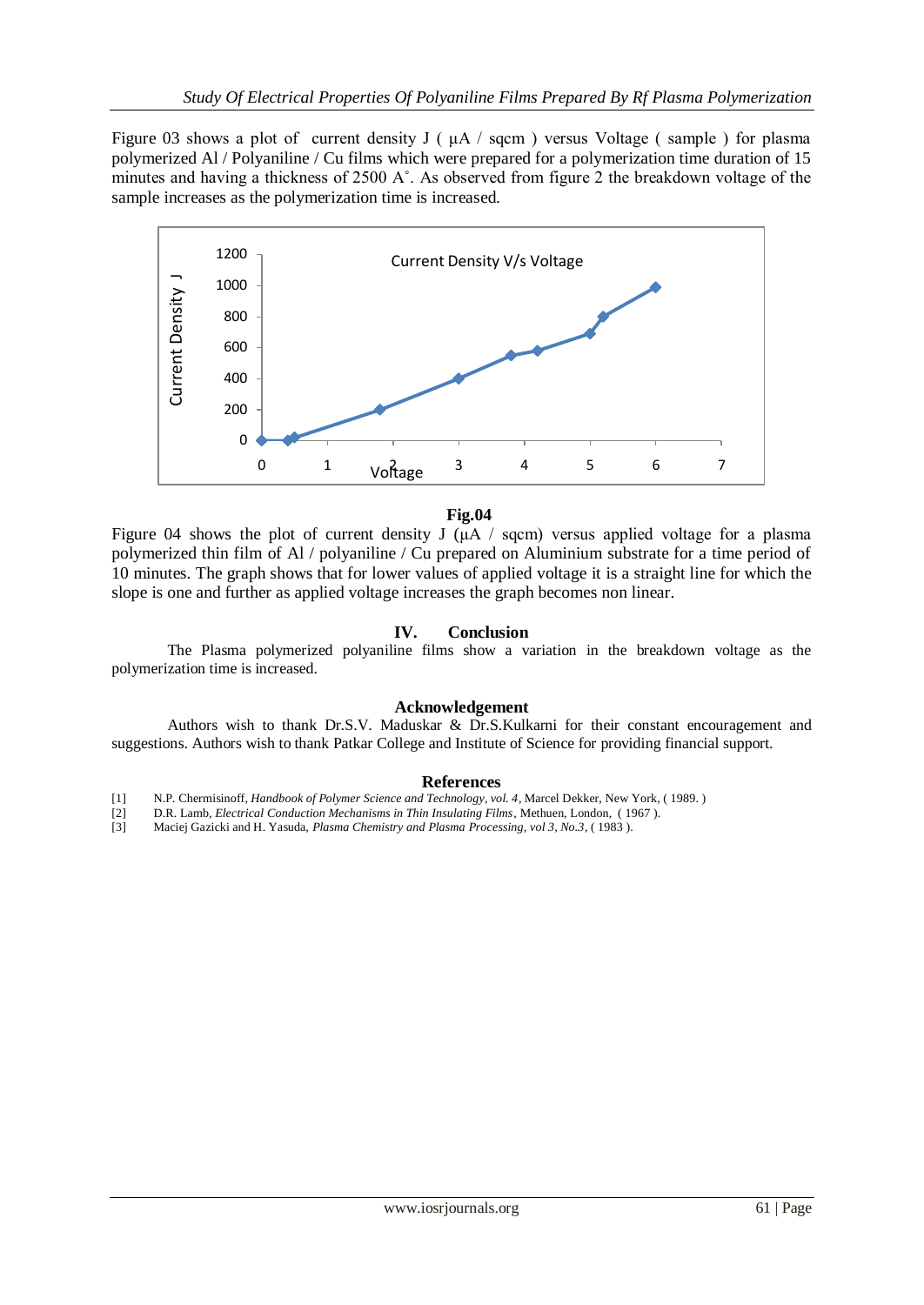Figure 03 shows a plot of current density J ( µA / sqcm ) versus Voltage ( sample ) for plasma polymerized Al / Polyaniline / Cu films which were prepared for a polymerization time duration of 15 minutes and having a thickness of 2500 A˚. As observed from figure 2 the breakdown voltage of the sample increases as the polymerization time is increased.

Current Density V/s Voltage

Current Density J

1200
1000
800
600
400
200
0

0 1 2 3 4 5 6 7

Voltage

**Fig.04**

Figure 04 shows the plot of current density J (µA / sqcm) versus applied voltage for a plasma polymerized thin film of Al / polyaniline / Cu prepared on Aluminium substrate for a time period of 10 minutes. The graph shows that for lower values of applied voltage it is a straight line for which the slope is one and further as applied voltage increases the graph becomes non linear.

## IV. Conclusion

The Plasma polymerized polyaniline films show a variation in the breakdown voltage as the polymerization time is increased.

## Acknowledgement

Authors wish to thank Dr.S.V. Maduskar & Dr.S.Kulkarni for their constant encouragement and suggestions. Authors wish to thank Patkar College and Institute of Science for providing financial support.

## References

[1] N.P. Chermisinoff, *Handbook of Polymer Science and Technology, vol. 4*, Marcel Dekker, New York, ( 1989. )

[2] D.R. Lamb, *Electrical Conduction Mechanisms in Thin Insulating Films*, Methuen, London, ( 1967 ).

[3] Maciej Gazicki and H. Yasuda, *Plasma Chemistry and Plasma Processing, vol 3, No.3*, ( 1983 ).